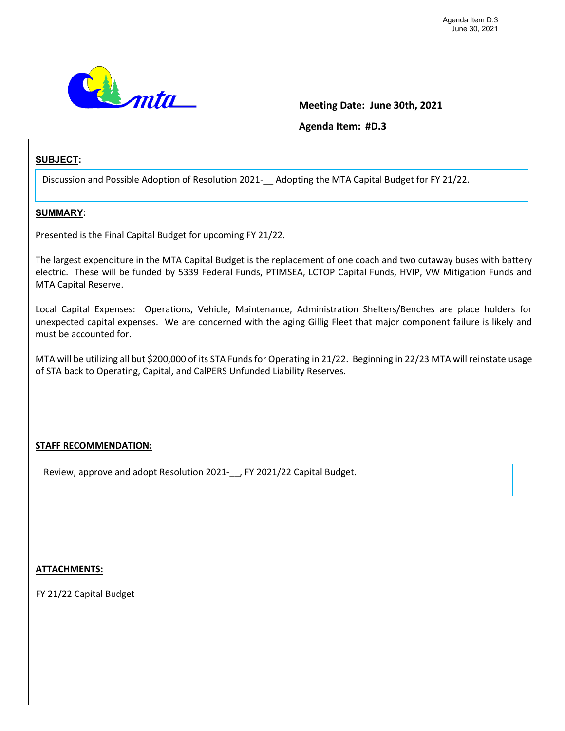Agenda Item D.3
June 30, 2021

**Meeting Date: June 30th, 2021**

**Agenda Item: #D.3**

**SUBJECT:**

Discussion and Possible Adoption of Resolution 2021-__ Adopting the MTA Capital Budget for FY 21/22.

**SUMMARY:**

Presented is the Final Capital Budget for upcoming FY 21/22.

The largest expenditure in the MTA Capital Budget is the replacement of one coach and two cutaway buses with battery electric. These will be funded by 5339 Federal Funds, PTIMSEA, LCTOP Capital Funds, HVIP, VW Mitigation Funds and MTA Capital Reserve.

Local Capital Expenses: Operations, Vehicle, Maintenance, Administration Shelters/Benches are place holders for unexpected capital expenses. We are concerned with the aging Gillig Fleet that major component failure is likely and must be accounted for.

MTA will be utilizing all but $200,000 of its STA Funds for Operating in 21/22. Beginning in 22/23 MTA will reinstate usage of STA back to Operating, Capital, and CalPERS Unfunded Liability Reserves.

**STAFF RECOMMENDATION:**

Review, approve and adopt Resolution 2021-__, FY 2021/22 Capital Budget.

**ATTACHMENTS:**

FY 21/22 Capital Budget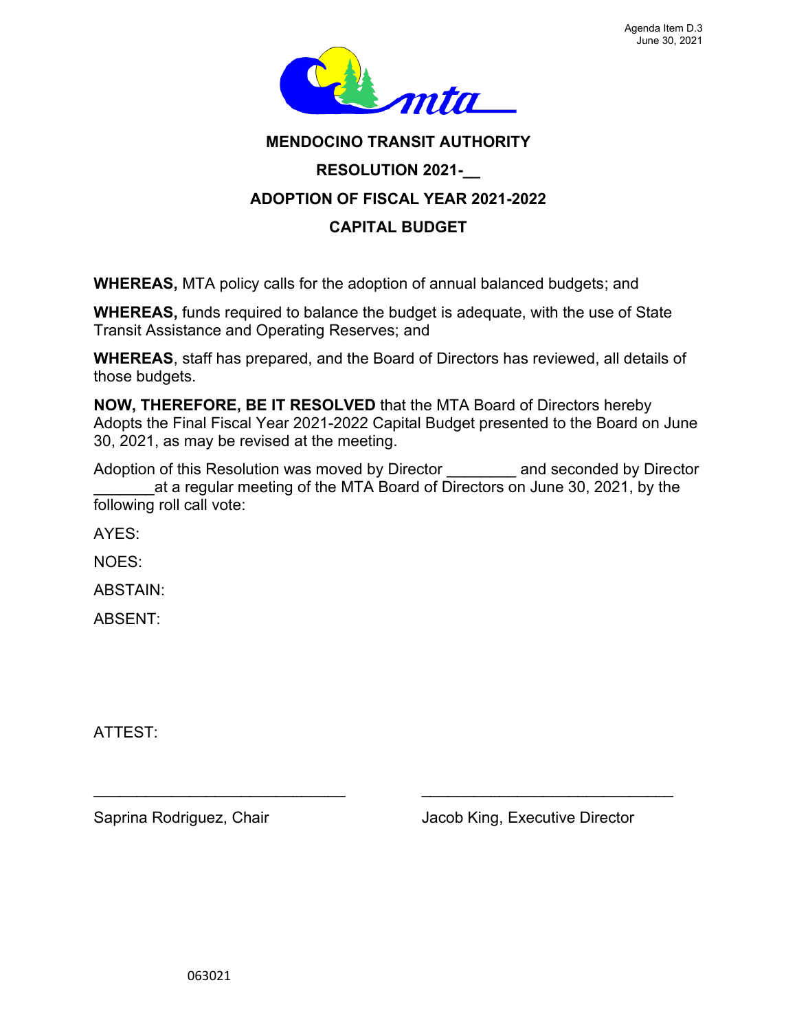Agenda Item D.3
June 30, 2021

# MENDOCINO TRANSIT AUTHORITY

## RESOLUTION 2021-__

## ADOPTION OF FISCAL YEAR 2021-2022

## CAPITAL BUDGET

**WHEREAS,** MTA policy calls for the adoption of annual balanced budgets; and

**WHEREAS,** funds required to balance the budget is adequate, with the use of State Transit Assistance and Operating Reserves; and

**WHEREAS**, staff has prepared, and the Board of Directors has reviewed, all details of those budgets.

**NOW, THEREFORE, BE IT RESOLVED** that the MTA Board of Directors hereby Adopts the Final Fiscal Year 2021-2022 Capital Budget presented to the Board on June 30, 2021, as may be revised at the meeting.

Adoption of this Resolution was moved by Director ________ and seconded by Director _______at a regular meeting of the MTA Board of Directors on June 30, 2021, by the following roll call vote:

AYES:

NOES:

ABSTAIN:

ABSENT:

ATTEST:

______________________________ ______________________________

Saprina Rodriguez, Chair Jacob King, Executive Director

063021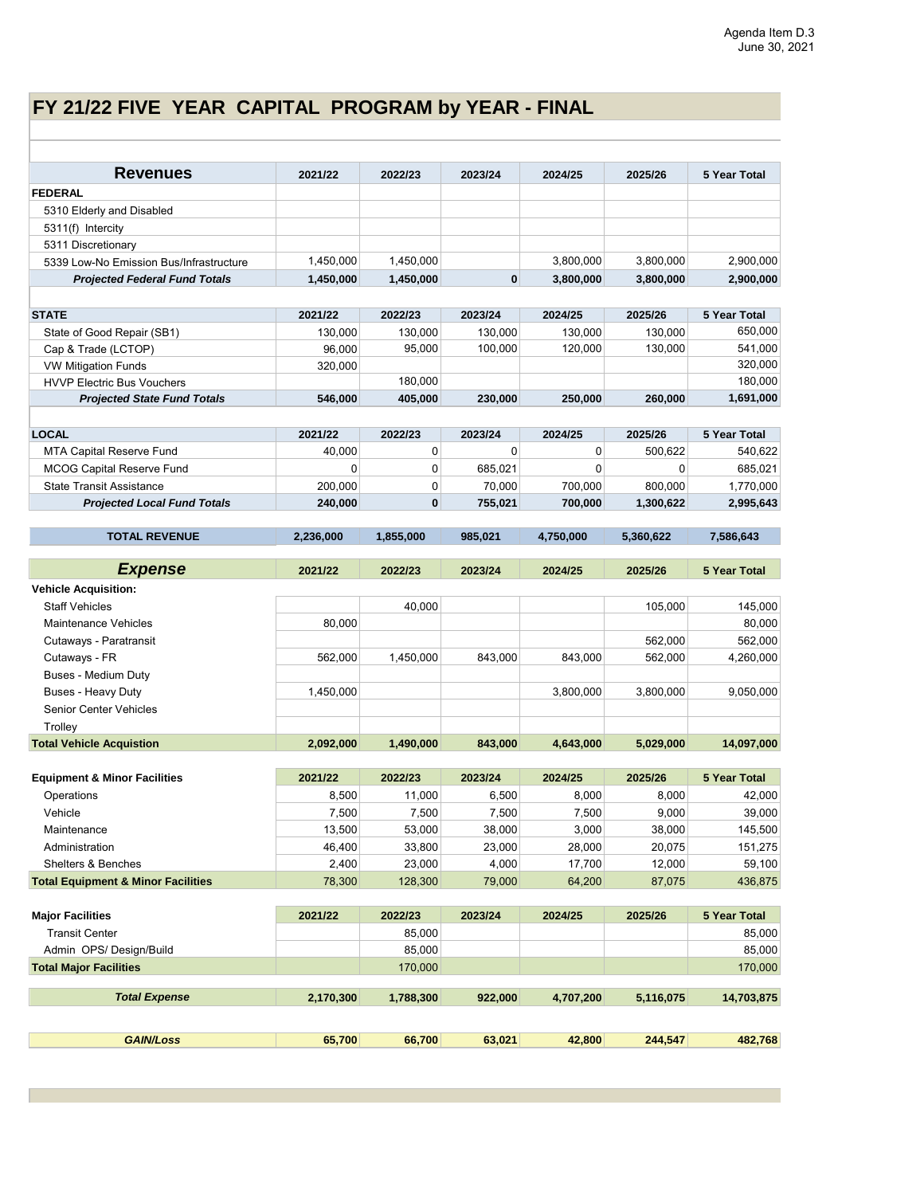# FY 21/22 FIVE YEAR CAPITAL PROGRAM by YEAR - FINAL

| Revenues | 2021/22 | 2022/23 | 2023/24 | 2024/25 | 2025/26 | 5 Year Total |
|---|---|---|---|---|---|---|
| **FEDERAL** | | | | | | |
| 5310 Elderly and Disabled | | | | | | |
| 5311(f) Intercity | | | | | | |
| 5311 Discretionary | | | | | | |
| 5339 Low-No Emission Bus/Infrastructure | 1,450,000 | 1,450,000 | | 3,800,000 | 3,800,000 | 2,900,000 |
| ***Projected Federal Fund Totals*** | **1,450,000** | **1,450,000** | **0** | **3,800,000** | **3,800,000** | **2,900,000** |
| | | | | | | |
| **STATE** | **2021/22** | **2022/23** | **2023/24** | **2024/25** | **2025/26** | **5 Year Total** |
| State of Good Repair (SB1) | 130,000 | 130,000 | 130,000 | 130,000 | 130,000 | 650,000 |
| Cap & Trade (LCTOP) | 96,000 | 95,000 | 100,000 | 120,000 | 130,000 | 541,000 |
| VW Mitigation Funds | 320,000 | | | | | 320,000 |
| HVVP Electric Bus Vouchers | | 180,000 | | | | 180,000 |
| ***Projected State Fund Totals*** | **546,000** | **405,000** | **230,000** | **250,000** | **260,000** | **1,691,000** |
| | | | | | | |
| **LOCAL** | **2021/22** | **2022/23** | **2023/24** | **2024/25** | **2025/26** | **5 Year Total** |
| MTA Capital Reserve Fund | 40,000 | 0 | 0 | 0 | 500,622 | 540,622 |
| MCOG Capital Reserve Fund | 0 | 0 | 685,021 | 0 | 0 | 685,021 |
| State Transit Assistance | 200,000 | 0 | 70,000 | 700,000 | 800,000 | 1,770,000 |
| ***Projected Local Fund Totals*** | **240,000** | **0** | **755,021** | **700,000** | **1,300,622** | **2,995,643** |
| | | | | | | |
| **TOTAL REVENUE** | **2,236,000** | **1,855,000** | **985,021** | **4,750,000** | **5,360,622** | **7,586,643** |

| *Expense* | 2021/22 | 2022/23 | 2023/24 | 2024/25 | 2025/26 | 5 Year Total |
|---|---|---|---|---|---|---|
| **Vehicle Acquisition:** | | | | | | |
| Staff Vehicles | | 40,000 | | | 105,000 | 145,000 |
| Maintenance Vehicles | 80,000 | | | | | 80,000 |
| Cutaways - Paratransit | | | | | 562,000 | 562,000 |
| Cutaways - FR | 562,000 | 1,450,000 | 843,000 | 843,000 | 562,000 | 4,260,000 |
| Buses - Medium Duty | | | | | | |
| Buses - Heavy Duty | 1,450,000 | | | 3,800,000 | 3,800,000 | 9,050,000 |
| Senior Center Vehicles | | | | | | |
| Trolley | | | | | | |
| **Total Vehicle Acquistion** | **2,092,000** | **1,490,000** | **843,000** | **4,643,000** | **5,029,000** | **14,097,000** |
| | | | | | | |
| **Equipment & Minor Facilities** | **2021/22** | **2022/23** | **2023/24** | **2024/25** | **2025/26** | **5 Year Total** |
| Operations | 8,500 | 11,000 | 6,500 | 8,000 | 8,000 | 42,000 |
| Vehicle | 7,500 | 7,500 | 7,500 | 7,500 | 9,000 | 39,000 |
| Maintenance | 13,500 | 53,000 | 38,000 | 3,000 | 38,000 | 145,500 |
| Administration | 46,400 | 33,800 | 23,000 | 28,000 | 20,075 | 151,275 |
| Shelters & Benches | 2,400 | 23,000 | 4,000 | 17,700 | 12,000 | 59,100 |
| **Total Equipment & Minor Facilities** | 78,300 | 128,300 | 79,000 | 64,200 | 87,075 | 436,875 |
| | | | | | | |
| **Major Facilities** | **2021/22** | **2022/23** | **2023/24** | **2024/25** | **2025/26** | **5 Year Total** |
| Transit Center | | 85,000 | | | | 85,000 |
| Admin OPS/ Design/Build | | 85,000 | | | | 85,000 |
| **Total Major Facilities** | | 170,000 | | | | 170,000 |
| | | | | | | |
| ***Total Expense*** | **2,170,300** | **1,788,300** | **922,000** | **4,707,200** | **5,116,075** | **14,703,875** |
| | | | | | | |
| ***GAIN/Loss*** | **65,700** | **66,700** | **63,021** | **42,800** | **244,547** | **482,768** |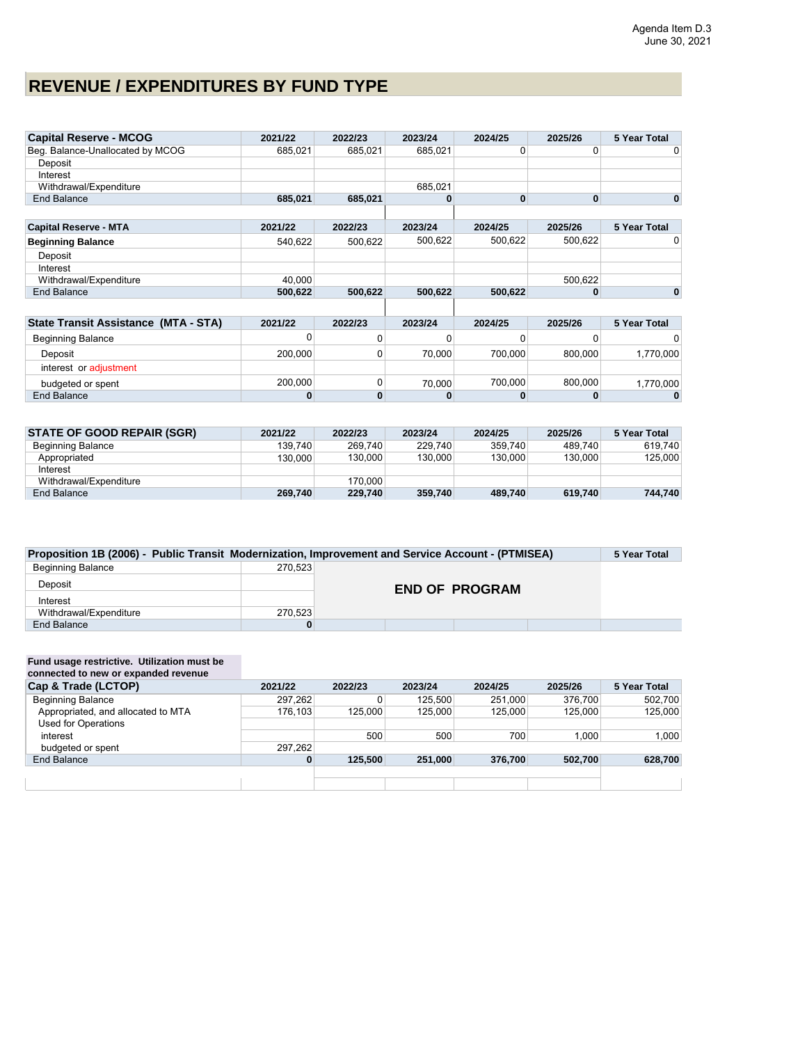Agenda Item D.3
June 30, 2021

# REVENUE / EXPENDITURES BY FUND TYPE

| Capital Reserve - MCOG | 2021/22 | 2022/23 | 2023/24 | 2024/25 | 2025/26 | 5 Year Total |
|---|---|---|---|---|---|---|
| Beg. Balance-Unallocated by MCOG | 685,021 | 685,021 | 685,021 | 0 | 0 | 0 |
| Deposit | | | | | | |
| Interest | | | | | | |
| Withdrawal/Expenditure | | | 685,021 | | | |
| End Balance | **685,021** | **685,021** | **0** | **0** | **0** | **0** |

| Capital Reserve - MTA | 2021/22 | 2022/23 | 2023/24 | 2024/25 | 2025/26 | 5 Year Total |
|---|---|---|---|---|---|---|
| **Beginning Balance** | 540,622 | 500,622 | 500,622 | 500,622 | 500,622 | 0 |
| Deposit | | | | | | |
| Interest | | | | | | |
| Withdrawal/Expenditure | 40,000 | | | | 500,622 | |
| End Balance | **500,622** | **500,622** | **500,622** | **500,622** | **0** | **0** |

| State Transit Assistance (MTA - STA) | 2021/22 | 2022/23 | 2023/24 | 2024/25 | 2025/26 | 5 Year Total |
|---|---|---|---|---|---|---|
| Beginning Balance | 0 | 0 | 0 | 0 | 0 | 0 |
| Deposit | 200,000 | 0 | 70,000 | 700,000 | 800,000 | 1,770,000 |
| interest or adjustment | | | | | | |
| budgeted or spent | 200,000 | 0 | 70,000 | 700,000 | 800,000 | 1,770,000 |
| End Balance | **0** | **0** | **0** | **0** | **0** | **0** |

| STATE OF GOOD REPAIR (SGR) | 2021/22 | 2022/23 | 2023/24 | 2024/25 | 2025/26 | 5 Year Total |
|---|---|---|---|---|---|---|
| Beginning Balance | 139,740 | 269,740 | 229,740 | 359,740 | 489,740 | 619,740 |
| Appropriated | 130,000 | 130,000 | 130,000 | 130,000 | 130,000 | 125,000 |
| Interest | | | | | | |
| Withdrawal/Expenditure | | 170,000 | | | | |
| End Balance | **269,740** | **229,740** | **359,740** | **489,740** | **619,740** | **744,740** |

| Proposition 1B (2006) - Public Transit Modernization, Improvement and Service Account - (PTMISEA) | | | 5 Year Total |
|---|---|---|---|
| Beginning Balance | 270,523 | **END OF PROGRAM** | |
| Deposit | | | |
| Interest | | | |
| Withdrawal/Expenditure | 270,523 | | |
| End Balance | **0** | | |

**Fund usage restrictive. Utilization must be connected to new or expanded revenue**

| Cap & Trade (LCTOP) | 2021/22 | 2022/23 | 2023/24 | 2024/25 | 2025/26 | 5 Year Total |
|---|---|---|---|---|---|---|
| Beginning Balance | 297,262 | 0 | 125,500 | 251,000 | 376,700 | 502,700 |
| Appropriated, and allocated to MTA | 176,103 | 125,000 | 125,000 | 125,000 | 125,000 | 125,000 |
| Used for Operations | | | | | | |
| interest | | 500 | 500 | 700 | 1,000 | 1,000 |
| budgeted or spent | 297,262 | | | | | |
| End Balance | **0** | **125,500** | **251,000** | **376,700** | **502,700** | **628,700** |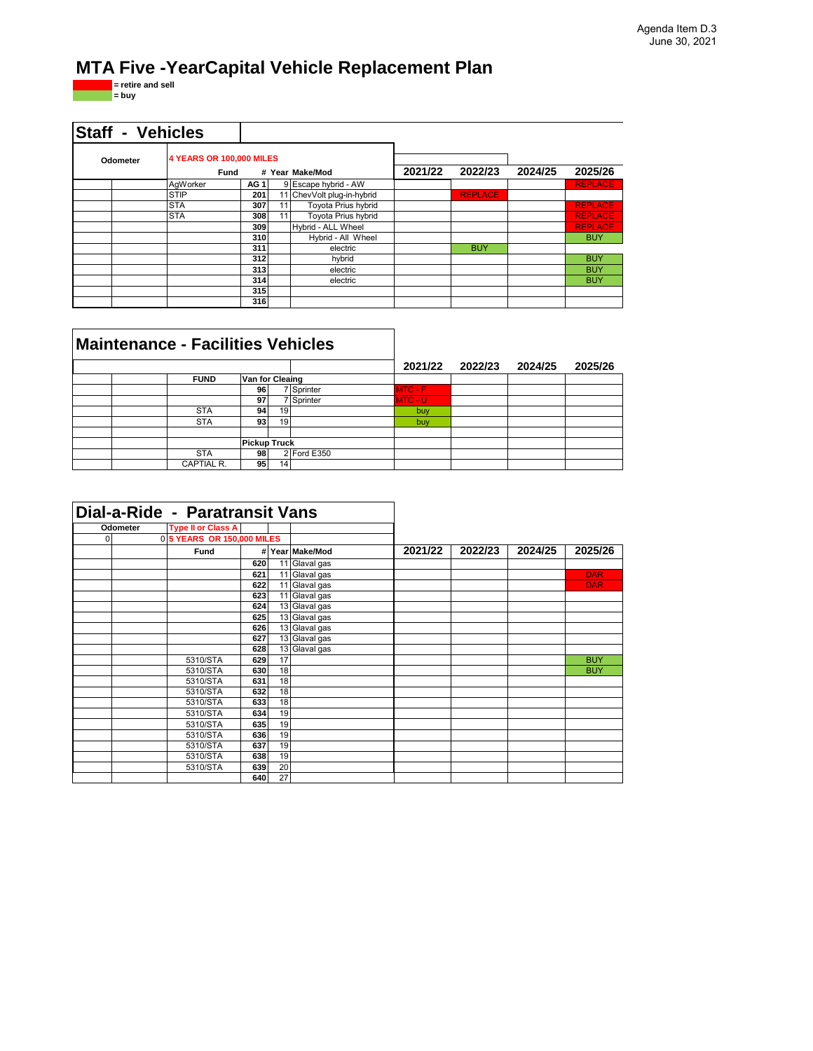Agenda Item D.3
June 30, 2021

# MTA Five -YearCapital Vehicle Replacement Plan

= retire and sell (red)
= buy (green)

## Staff - Vehicles

| Odometer | | 4 YEARS OR 100,000 MILES Fund | # | Year | Make/Mod | 2021/22 | 2022/23 | 2024/25 | 2025/26 |
|---|---|---|---|---|---|---|---|---|---|
| | | AgWorker | AG 1 | 9 | Escape hybrid - AW | | | | REPLACE |
| | | STIP | 201 | 11 | ChevVolt plug-in-hybrid | | REPLACE | | |
| | | STA | 307 | 11 | Toyota Prius hybrid | | | | REPLACE |
| | | STA | 308 | 11 | Toyota Prius hybrid | | | | REPLACE |
| | | | 309 | | Hybrid - ALL Wheel | | | | REPLACE |
| | | | 310 | | Hybrid - All Wheel | | | | BUY |
| | | | 311 | | electric | | BUY | | |
| | | | 312 | | hybrid | | | | BUY |
| | | | 313 | | electric | | | | BUY |
| | | | 314 | | electric | | | | BUY |
| | | | 315 | | | | | | |
| | | | 316 | | | | | | |

## Maintenance - Facilities Vehicles

| | | FUND | # | Year | Make/Mod | 2021/22 | 2022/23 | 2024/25 | 2025/26 |
|---|---|---|---|---|---|---|---|---|---|
| | | | Van for Cleaing | | | | | | |
| | | | 96 | 7 | Sprinter | MTC - F | | | |
| | | | 97 | 7 | Sprinter | MTC - U | | | |
| | | STA | 94 | 19 | | buy | | | |
| | | STA | 93 | 19 | | buy | | | |
| | | | | | | | | | |
| | | | Pickup Truck | | | | | | |
| | | STA | 98 | 2 | Ford E350 | | | | |
| | | CAPTIAL R. | 95 | 14 | | | | | |

## Dial-a-Ride - Paratransit Vans

| Odometer | | Type II or Class A | | | | | | | |
|---|---|---|---|---|---|---|---|---|---|
| 0 | 0 | 5 YEARS OR 150,000 MILES | | | | | | | |
| | | Fund | # | Year | Make/Mod | 2021/22 | 2022/23 | 2024/25 | 2025/26 |
| | | | 620 | 11 | Glaval gas | | | | |
| | | | 621 | 11 | Glaval gas | | | | DAR |
| | | | 622 | 11 | Glaval gas | | | | DAR |
| | | | 623 | 11 | Glaval gas | | | | |
| | | | 624 | 13 | Glaval gas | | | | |
| | | | 625 | 13 | Glaval gas | | | | |
| | | | 626 | 13 | Glaval gas | | | | |
| | | | 627 | 13 | Glaval gas | | | | |
| | | | 628 | 13 | Glaval gas | | | | |
| | | 5310/STA | 629 | 17 | | | | | BUY |
| | | 5310/STA | 630 | 18 | | | | | BUY |
| | | 5310/STA | 631 | 18 | | | | | |
| | | 5310/STA | 632 | 18 | | | | | |
| | | 5310/STA | 633 | 18 | | | | | |
| | | 5310/STA | 634 | 19 | | | | | |
| | | 5310/STA | 635 | 19 | | | | | |
| | | 5310/STA | 636 | 19 | | | | | |
| | | 5310/STA | 637 | 19 | | | | | |
| | | 5310/STA | 638 | 19 | | | | | |
| | | 5310/STA | 639 | 20 | | | | | |
| | | | 640 | 27 | | | | | |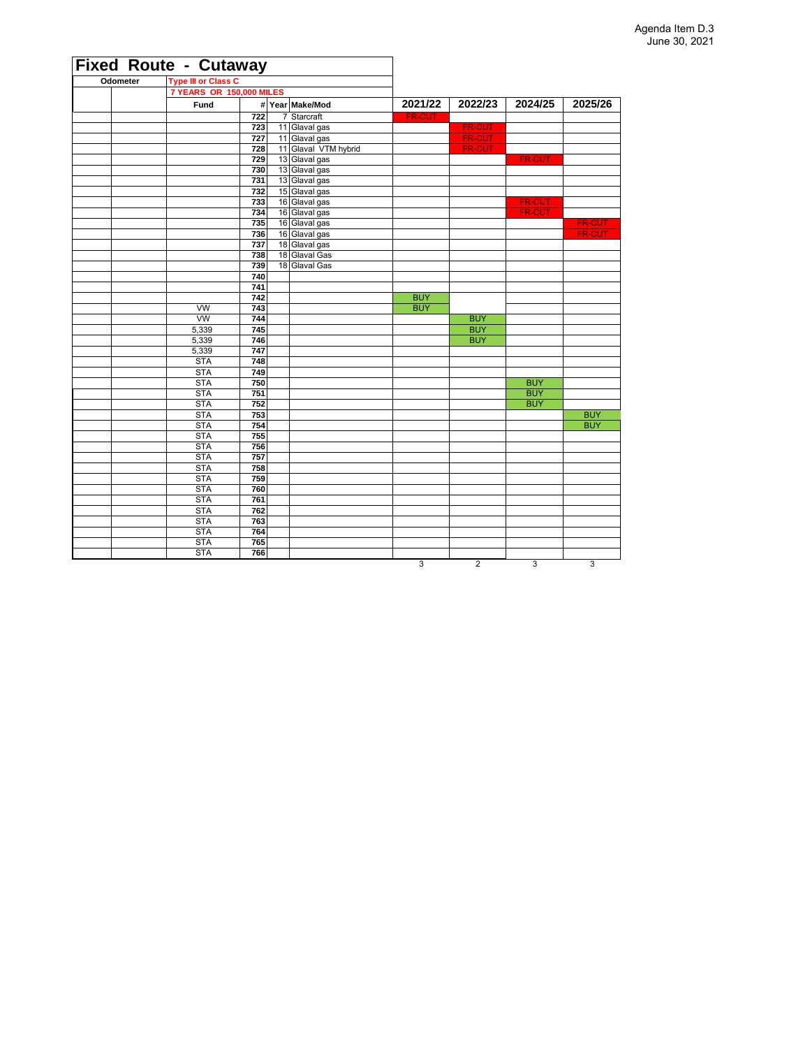Agenda Item D.3
June 30, 2021

# Fixed Route - Cutaway

| Odometer | | Type III or Class C | # | Year | Make/Mod | 2021/22 | 2022/23 | 2024/25 | 2025/26 |
|---|---|---|---|---|---|---|---|---|---|
| | | 7 YEARS OR 150,000 MILES | | | | | | | |
| | | Fund | | | | | | | |
| | | | 722 | 7 | Starcraft | FR-CUT | | | |
| | | | 723 | 11 | Glaval gas | | FR-CUT | | |
| | | | 727 | 11 | Glaval gas | | FR-CUT | | |
| | | | 728 | 11 | Glaval VTM hybrid | | FR-CUT | | |
| | | | 729 | 13 | Glaval gas | | | FR-CUT | |
| | | | 730 | 13 | Glaval gas | | | | |
| | | | 731 | 13 | Glaval gas | | | | |
| | | | 732 | 15 | Glaval gas | | | | |
| | | | 733 | 16 | Glaval gas | | | FR-CUT | |
| | | | 734 | 16 | Glaval gas | | | FR-CUT | |
| | | | 735 | 16 | Glaval gas | | | | FR-CUT |
| | | | 736 | 16 | Glaval gas | | | | FR-CUT |
| | | | 737 | 18 | Glaval gas | | | | |
| | | | 738 | 18 | Glaval Gas | | | | |
| | | | 739 | 18 | Glaval Gas | | | | |
| | | | 740 | | | | | | |
| | | | 741 | | | | | | |
| | | | 742 | | | BUY | | | |
| | | VW | 743 | | | BUY | | | |
| | | VW | 744 | | | | BUY | | |
| | | 5,339 | 745 | | | | BUY | | |
| | | 5,339 | 746 | | | | BUY | | |
| | | 5,339 | 747 | | | | | | |
| | | STA | 748 | | | | | | |
| | | STA | 749 | | | | | | |
| | | STA | 750 | | | | | BUY | |
| | | STA | 751 | | | | | BUY | |
| | | STA | 752 | | | | | BUY | |
| | | STA | 753 | | | | | | BUY |
| | | STA | 754 | | | | | | BUY |
| | | STA | 755 | | | | | | |
| | | STA | 756 | | | | | | |
| | | STA | 757 | | | | | | |
| | | STA | 758 | | | | | | |
| | | STA | 759 | | | | | | |
| | | STA | 760 | | | | | | |
| | | STA | 761 | | | | | | |
| | | STA | 762 | | | | | | |
| | | STA | 763 | | | | | | |
| | | STA | 764 | | | | | | |
| | | STA | 765 | | | | | | |
| | | STA | 766 | | | | | | |
| | | | | | | 3 | 2 | 3 | 3 |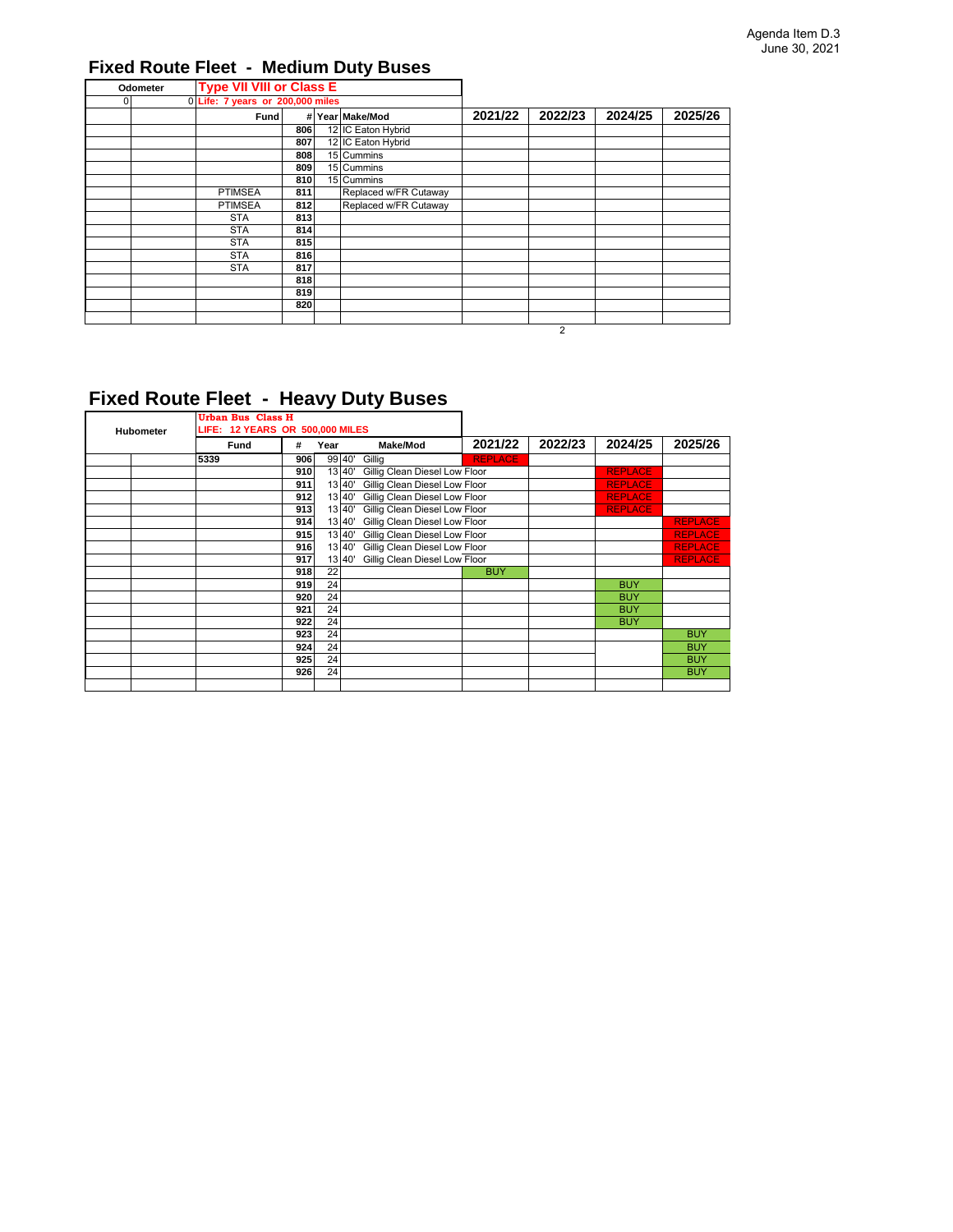Agenda Item D.3
June 30, 2021

## Fixed Route Fleet - Medium Duty Buses

| Odometer | | Type VII VIII or Class E | | | | | | | |
|---|---|---|---|---|---|---|---|---|---|
| 0 | 0 | Life: 7 years or 200,000 miles | | | | | | | |
| | | Fund | # | Year | Make/Mod | 2021/22 | 2022/23 | 2024/25 | 2025/26 |
| | | | 806 | 12 | IC Eaton Hybrid | | | | |
| | | | 807 | 12 | IC Eaton Hybrid | | | | |
| | | | 808 | 15 | Cummins | | | | |
| | | | 809 | 15 | Cummins | | | | |
| | | | 810 | 15 | Cummins | | | | |
| | | PTIMSEA | 811 | | Replaced w/FR Cutaway | | | | |
| | | PTIMSEA | 812 | | Replaced w/FR Cutaway | | | | |
| | | STA | 813 | | | | | | |
| | | STA | 814 | | | | | | |
| | | STA | 815 | | | | | | |
| | | STA | 816 | | | | | | |
| | | STA | 817 | | | | | | |
| | | | 818 | | | | | | |
| | | | 819 | | | | | | |
| | | | 820 | | | | | | |
| | | | | | | | | | |
| | | | | | | | 2 | | |

## Fixed Route Fleet - Heavy Duty Buses

| Hubometer | | Urban Bus Class H<br>LIFE: 12 YEARS OR 500,000 MILES | | | | | | | |
|---|---|---|---|---|---|---|---|---|---|
| | | Fund | # | Year | Make/Mod | 2021/22 | 2022/23 | 2024/25 | 2025/26 |
| | | 5339 | 906 | 99 | 40' Gillig | REPLACE | | | |
| | | | 910 | 13 | 40' Gillig Clean Diesel Low Floor | | | REPLACE | |
| | | | 911 | 13 | 40' Gillig Clean Diesel Low Floor | | | REPLACE | |
| | | | 912 | 13 | 40' Gillig Clean Diesel Low Floor | | | REPLACE | |
| | | | 913 | 13 | 40' Gillig Clean Diesel Low Floor | | | REPLACE | |
| | | | 914 | 13 | 40' Gillig Clean Diesel Low Floor | | | | REPLACE |
| | | | 915 | 13 | 40' Gillig Clean Diesel Low Floor | | | | REPLACE |
| | | | 916 | 13 | 40' Gillig Clean Diesel Low Floor | | | | REPLACE |
| | | | 917 | 13 | 40' Gillig Clean Diesel Low Floor | | | | REPLACE |
| | | | 918 | 22 | | BUY | | | |
| | | | 919 | 24 | | | | BUY | |
| | | | 920 | 24 | | | | BUY | |
| | | | 921 | 24 | | | | BUY | |
| | | | 922 | 24 | | | | BUY | |
| | | | 923 | 24 | | | | | BUY |
| | | | 924 | 24 | | | | | BUY |
| | | | 925 | 24 | | | | | BUY |
| | | | 926 | 24 | | | | | BUY |
| | | | | | | | | | |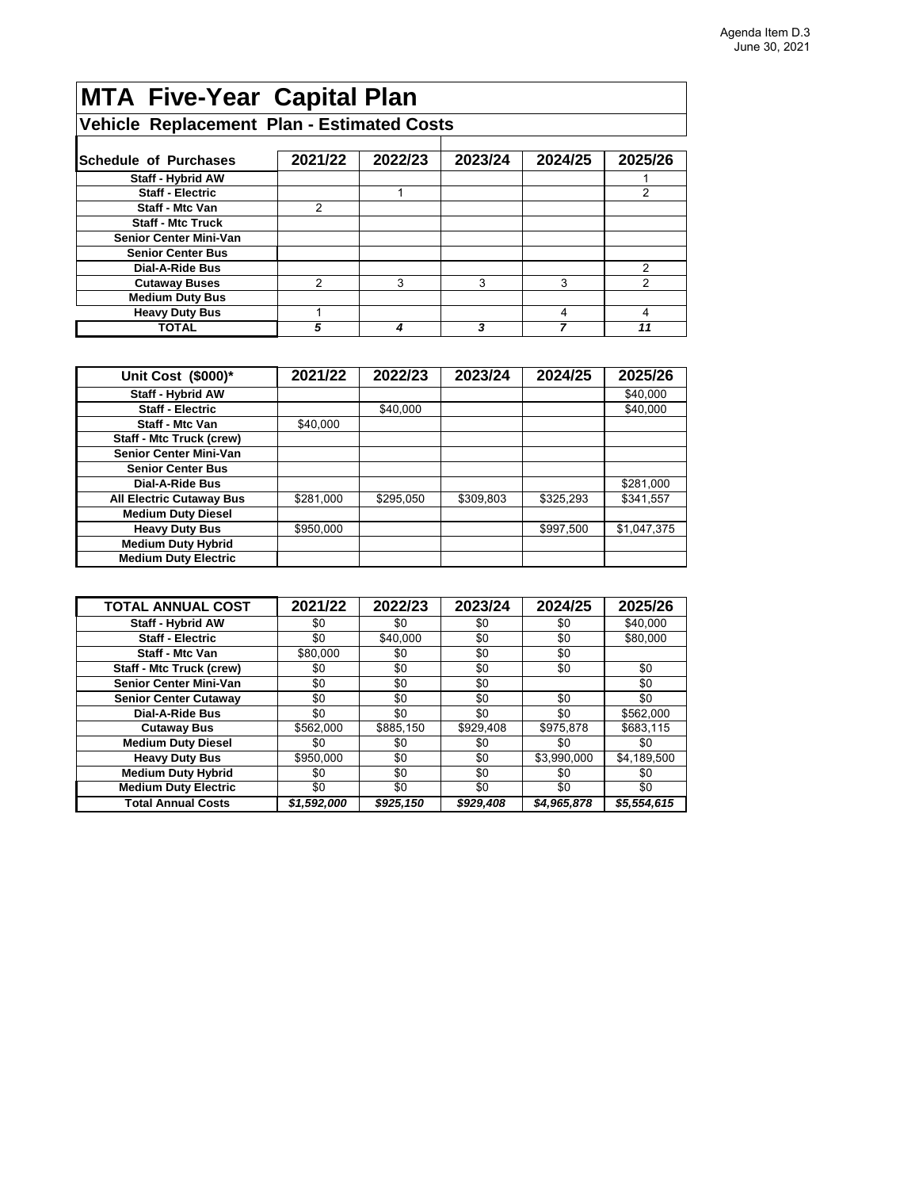Agenda Item D.3
June 30, 2021

# MTA Five-Year Capital Plan

## Vehicle Replacement Plan - Estimated Costs

| Schedule of Purchases | 2021/22 | 2022/23 | 2023/24 | 2024/25 | 2025/26 |
|---|---|---|---|---|---|
| Staff - Hybrid AW | | | | | 1 |
| Staff - Electric | | 1 | | | 2 |
| Staff - Mtc Van | 2 | | | | |
| Staff - Mtc Truck | | | | | |
| Senior Center Mini-Van | | | | | |
| Senior Center Bus | | | | | |
| Dial-A-Ride Bus | | | | | 2 |
| Cutaway Buses | 2 | 3 | 3 | 3 | 2 |
| Medium Duty Bus | | | | | |
| Heavy Duty Bus | 1 | | | 4 | 4 |
| **TOTAL** | ***5*** | ***4*** | ***3*** | ***7*** | ***11*** |

| Unit Cost ($000)* | 2021/22 | 2022/23 | 2023/24 | 2024/25 | 2025/26 |
|---|---|---|---|---|---|
| Staff - Hybrid AW | | | | | $40,000 |
| Staff - Electric | | $40,000 | | | $40,000 |
| Staff - Mtc Van | $40,000 | | | | |
| Staff - Mtc Truck (crew) | | | | | |
| Senior Center Mini-Van | | | | | |
| Senior Center Bus | | | | | |
| Dial-A-Ride Bus | | | | | $281,000 |
| All Electric Cutaway Bus | $281,000 | $295,050 | $309,803 | $325,293 | $341,557 |
| Medium Duty Diesel | | | | | |
| Heavy Duty Bus | $950,000 | | | $997,500 | $1,047,375 |
| Medium Duty Hybrid | | | | | |
| Medium Duty Electric | | | | | |

| TOTAL ANNUAL COST | 2021/22 | 2022/23 | 2023/24 | 2024/25 | 2025/26 |
|---|---|---|---|---|---|
| Staff - Hybrid AW | $0 | $0 | $0 | $0 | $40,000 |
| Staff - Electric | $0 | $40,000 | $0 | $0 | $80,000 |
| Staff - Mtc Van | $80,000 | $0 | $0 | $0 | |
| Staff - Mtc Truck (crew) | $0 | $0 | $0 | $0 | $0 |
| Senior Center Mini-Van | $0 | $0 | $0 | | $0 |
| Senior Center Cutaway | $0 | $0 | $0 | $0 | $0 |
| Dial-A-Ride Bus | $0 | $0 | $0 | $0 | $562,000 |
| Cutaway Bus | $562,000 | $885,150 | $929,408 | $975,878 | $683,115 |
| Medium Duty Diesel | $0 | $0 | $0 | $0 | $0 |
| Heavy Duty Bus | $950,000 | $0 | $0 | $3,990,000 | $4,189,500 |
| Medium Duty Hybrid | $0 | $0 | $0 | $0 | $0 |
| Medium Duty Electric | $0 | $0 | $0 | $0 | $0 |
| **Total Annual Costs** | ***$1,592,000*** | ***$925,150*** | ***$929,408*** | ***$4,965,878*** | ***$5,554,615*** |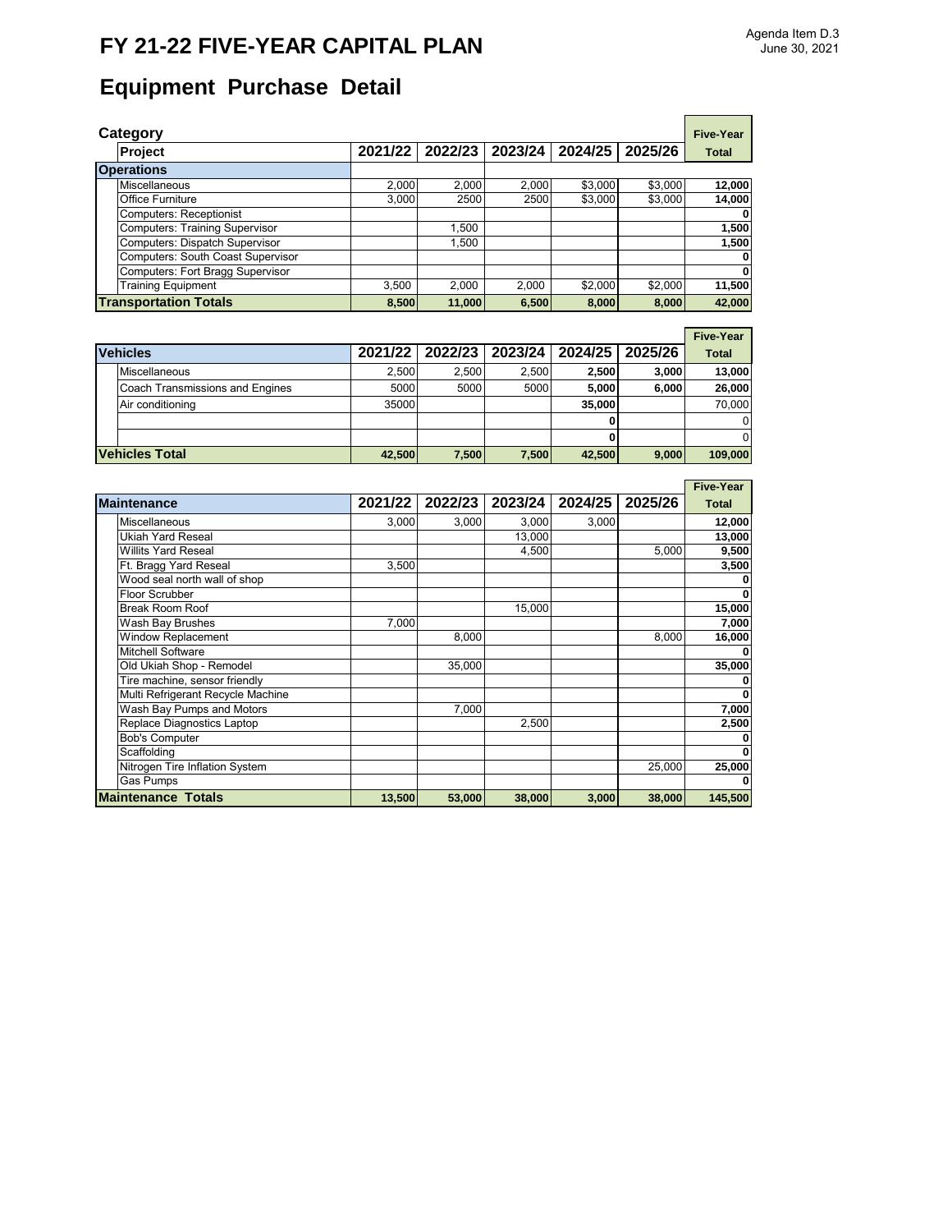# FY 21-22 FIVE-YEAR CAPITAL PLAN

Agenda Item D.3
June 30, 2021

## Equipment Purchase Detail

| Category / Project | 2021/22 | 2022/23 | 2023/24 | 2024/25 | 2025/26 | Five-Year Total |
|---|---|---|---|---|---|---|
| **Operations** | | | | | | |
| Miscellaneous | 2,000 | 2,000 | 2,000 | $3,000 | $3,000 | **12,000** |
| Office Furniture | 3,000 | 2500 | 2500 | $3,000 | $3,000 | **14,000** |
| Computers: Receptionist | | | | | | **0** |
| Computers: Training Supervisor | | 1,500 | | | | **1,500** |
| Computers: Dispatch Supervisor | | 1,500 | | | | **1,500** |
| Computers: South Coast Supervisor | | | | | | **0** |
| Computers: Fort Bragg Supervisor | | | | | | **0** |
| Training Equipment | 3,500 | 2,000 | 2,000 | $2,000 | $2,000 | **11,500** |
| **Transportation Totals** | **8,500** | **11,000** | **6,500** | **8,000** | **8,000** | **42,000** |

| Vehicles | 2021/22 | 2022/23 | 2023/24 | 2024/25 | 2025/26 | Five-Year Total |
|---|---|---|---|---|---|---|
| Miscellaneous | 2,500 | 2,500 | 2,500 | **2,500** | **3,000** | **13,000** |
| Coach Transmissions and Engines | 5000 | 5000 | 5000 | **5,000** | **6,000** | **26,000** |
| Air conditioning | 35000 | | | **35,000** | | 70,000 |
| | | | | **0** | | 0 |
| | | | | **0** | | 0 |
| **Vehicles Total** | **42,500** | **7,500** | **7,500** | **42,500** | **9,000** | **109,000** |

| Maintenance | 2021/22 | 2022/23 | 2023/24 | 2024/25 | 2025/26 | Five-Year Total |
|---|---|---|---|---|---|---|
| Miscellaneous | 3,000 | 3,000 | 3,000 | 3,000 | | **12,000** |
| Ukiah Yard Reseal | | | 13,000 | | | **13,000** |
| Willits Yard Reseal | | | 4,500 | | 5,000 | **9,500** |
| Ft. Bragg Yard Reseal | 3,500 | | | | | **3,500** |
| Wood seal north wall of shop | | | | | | **0** |
| Floor Scrubber | | | | | | **0** |
| Break Room Roof | | | 15,000 | | | **15,000** |
| Wash Bay Brushes | 7,000 | | | | | **7,000** |
| Window Replacement | | 8,000 | | | 8,000 | **16,000** |
| Mitchell Software | | | | | | **0** |
| Old Ukiah Shop - Remodel | | 35,000 | | | | **35,000** |
| Tire machine, sensor friendly | | | | | | **0** |
| Multi Refrigerant Recycle Machine | | | | | | **0** |
| Wash Bay Pumps and Motors | | 7,000 | | | | **7,000** |
| Replace Diagnostics Laptop | | | 2,500 | | | **2,500** |
| Bob's Computer | | | | | | **0** |
| Scaffolding | | | | | | **0** |
| Nitrogen Tire Inflation System | | | | | 25,000 | **25,000** |
| Gas Pumps | | | | | | **0** |
| **Maintenance Totals** | **13,500** | **53,000** | **38,000** | **3,000** | **38,000** | **145,500** |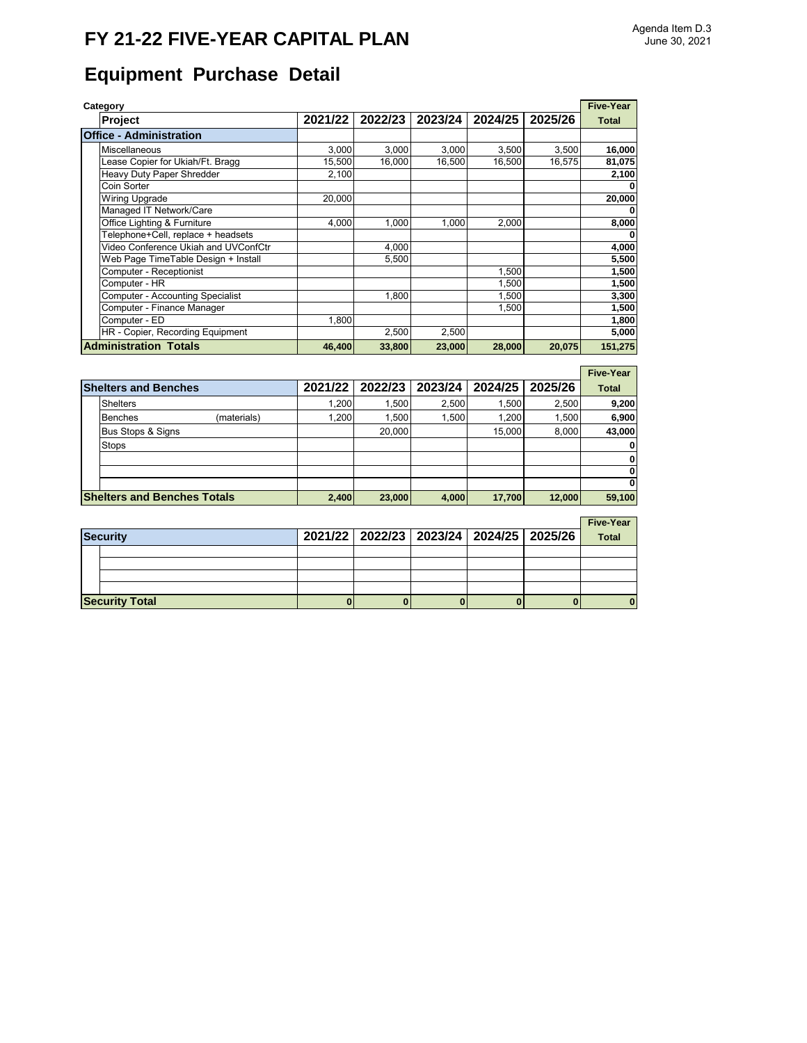# FY 21-22 FIVE-YEAR CAPITAL PLAN

Agenda Item D.3
June 30, 2021

## Equipment Purchase Detail

| Category / Project | 2021/22 | 2022/23 | 2023/24 | 2024/25 | 2025/26 | Five-Year Total |
|---|---|---|---|---|---|---|
| **Office - Administration** | | | | | | |
| Miscellaneous | 3,000 | 3,000 | 3,000 | 3,500 | 3,500 | **16,000** |
| Lease Copier for Ukiah/Ft. Bragg | 15,500 | 16,000 | 16,500 | 16,500 | 16,575 | **81,075** |
| Heavy Duty Paper Shredder | 2,100 | | | | | **2,100** |
| Coin Sorter | | | | | | **0** |
| Wiring Upgrade | 20,000 | | | | | **20,000** |
| Managed IT Network/Care | | | | | | **0** |
| Office Lighting & Furniture | 4,000 | 1,000 | 1,000 | 2,000 | | **8,000** |
| Telephone+Cell, replace + headsets | | | | | | **0** |
| Video Conference Ukiah and UVConfCtr | | 4,000 | | | | **4,000** |
| Web Page TimeTable Design + Install | | 5,500 | | | | **5,500** |
| Computer - Receptionist | | | | 1,500 | | **1,500** |
| Computer - HR | | | | 1,500 | | **1,500** |
| Computer - Accounting Specialist | | 1,800 | | 1,500 | | **3,300** |
| Computer - Finance Manager | | | | 1,500 | | **1,500** |
| Computer - ED | 1,800 | | | | | **1,800** |
| HR - Copier, Recording Equipment | | 2,500 | 2,500 | | | **5,000** |
| **Administration Totals** | **46,400** | **33,800** | **23,000** | **28,000** | **20,075** | **151,275** |

| Shelters and Benches | 2021/22 | 2022/23 | 2023/24 | 2024/25 | 2025/26 | Five-Year Total |
|---|---|---|---|---|---|---|
| Shelters | 1,200 | 1,500 | 2,500 | 1,500 | 2,500 | **9,200** |
| Benches (materials) | 1,200 | 1,500 | 1,500 | 1,200 | 1,500 | **6,900** |
| Bus Stops & Signs | | 20,000 | | 15,000 | 8,000 | **43,000** |
| Stops | | | | | | **0** |
| | | | | | | **0** |
| | | | | | | **0** |
| | | | | | | **0** |
| **Shelters and Benches Totals** | **2,400** | **23,000** | **4,000** | **17,700** | **12,000** | **59,100** |

| Security | 2021/22 | 2022/23 | 2023/24 | 2024/25 | 2025/26 | Five-Year Total |
|---|---|---|---|---|---|---|
| | | | | | | |
| | | | | | | |
| | | | | | | |
| | | | | | | |
| **Security Total** | **0** | **0** | **0** | **0** | **0** | **0** |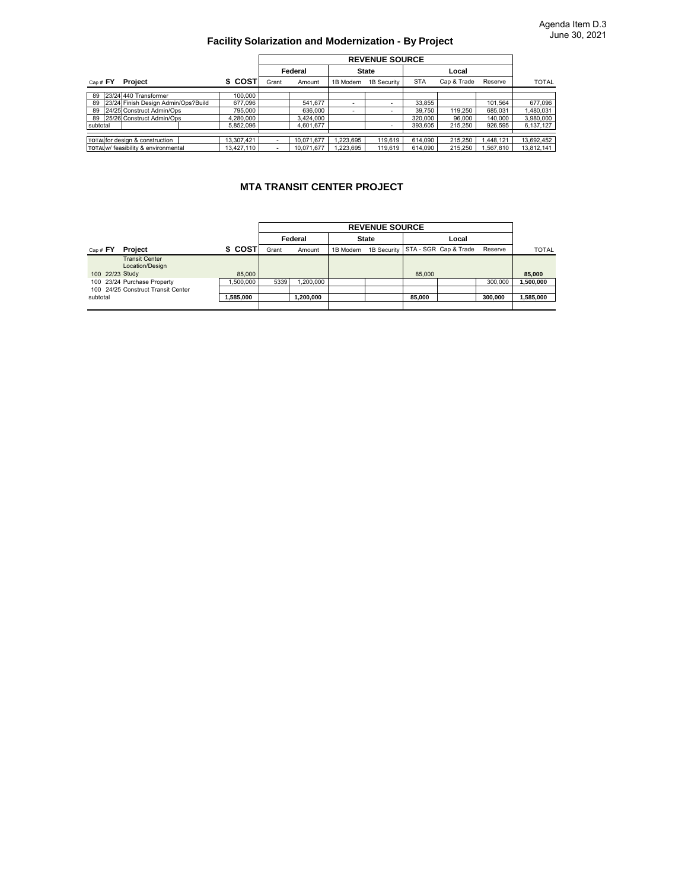Agenda Item D.3
June 30, 2021

## Facility Solarization and Modernization - By Project

| Cap # | FY | Project | $ COST | Federal Grant | Federal Amount | State 1B Modern | State 1B Security | Local STA | Local Cap & Trade | Local Reserve | TOTAL |
|---|---|---|---|---|---|---|---|---|---|---|---|
| | | | | REVENUE SOURCE | | | | | | | |
| 89 | 23/24 | 440 Transformer | 100,000 | | | | | | | | |
| 89 | 23/24 | Finish Design Admin/Ops?Build | 677,096 | | 541,677 | - | - | 33,855 | | 101,564 | 677,096 |
| 89 | 24/25 | Construct Admin/Ops | 795,000 | | 636,000 | - | - | 39,750 | 119,250 | 685,031 | 1,480,031 |
| 89 | 25/26 | Construct Admin/Ops | 4,280,000 | | 3,424,000 | | | 320,000 | 96,000 | 140,000 | 3,980,000 |
| subtotal | | | 5,852,096 | | 4,601,677 | | - | 393,605 | 215,250 | 926,595 | 6,137,127 |
| TOTAL | | for design & construction | 13,307,421 | - | 10,071,677 | 1,223,695 | 119,619 | 614,090 | 215,250 | 1,448,121 | 13,692,452 |
| TOTAL | | w/ feasibility & environmental | 13,427,110 | - | 10,071,677 | 1,223,695 | 119,619 | 614,090 | 215,250 | 1,567,810 | 13,812,141 |

## MTA TRANSIT CENTER PROJECT

| Cap # | FY | Project | $ COST | Federal Grant | Federal Amount | State 1B Modern | State 1B Security | Local STA - SGR | Local Cap & Trade | Local Reserve | TOTAL |
|---|---|---|---|---|---|---|---|---|---|---|---|
| | | | | REVENUE SOURCE | | | | | | | |
| 100 | 22/23 | Transit Center Location/Design Study | 85,000 | | | | | 85,000 | | | **85,000** |
| 100 | 23/24 | Purchase Property | 1,500,000 | 5339 | 1,200,000 | | | | | 300,000 | **1,500,000** |
| 100 | 24/25 | Construct Transit Center | | | | | | | | | |
| subtotal | | | **1,585,000** | | **1,200,000** | | | **85,000** | | **300,000** | **1,585,000** |